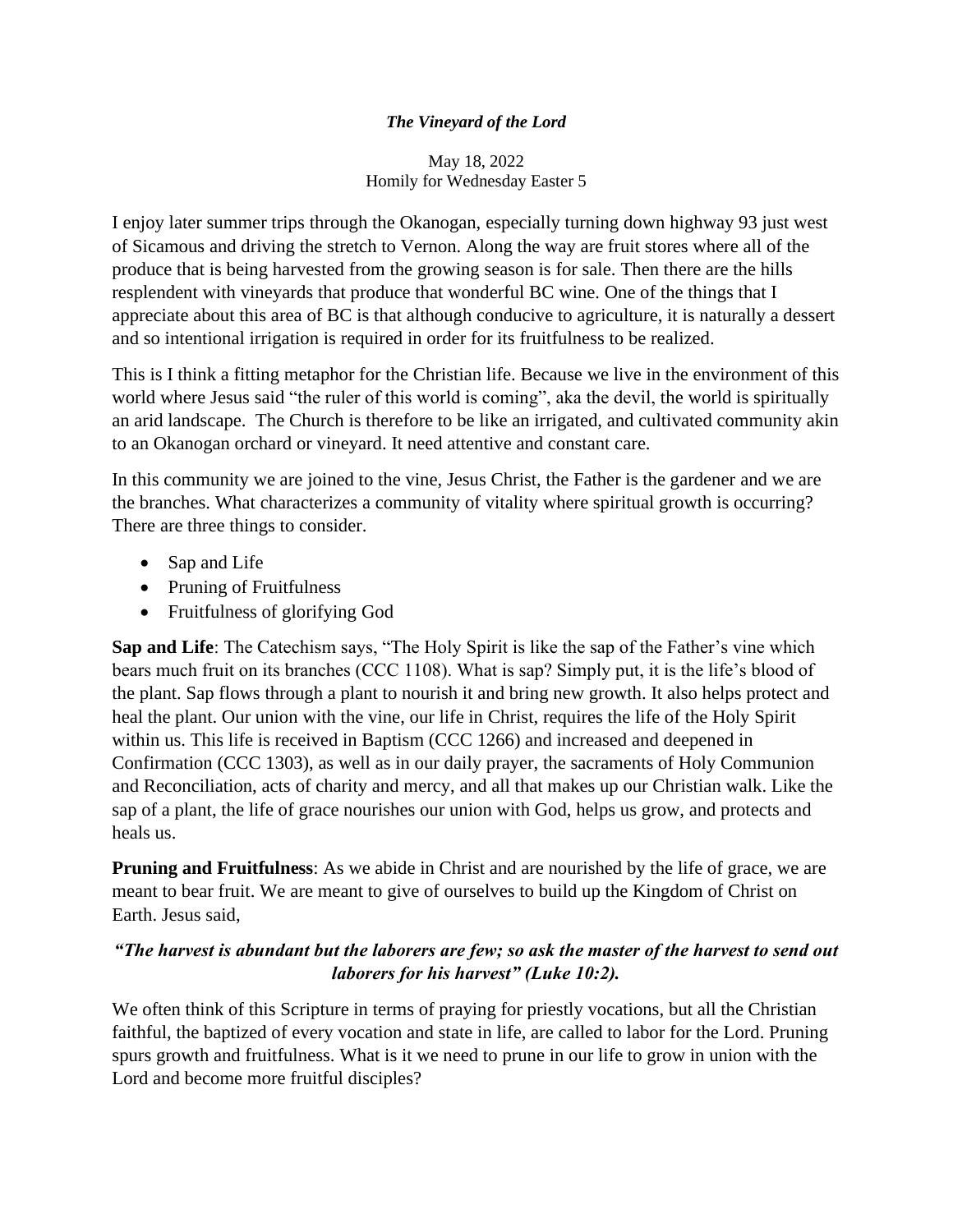***The Vineyard of the Lord***

May 18, 2022
Homily for Wednesday Easter 5

I enjoy later summer trips through the Okanogan, especially turning down highway 93 just west of Sicamous and driving the stretch to Vernon. Along the way are fruit stores where all of the produce that is being harvested from the growing season is for sale. Then there are the hills resplendent with vineyards that produce that wonderful BC wine. One of the things that I appreciate about this area of BC is that although conducive to agriculture, it is naturally a dessert and so intentional irrigation is required in order for its fruitfulness to be realized.

This is I think a fitting metaphor for the Christian life. Because we live in the environment of this world where Jesus said "the ruler of this world is coming", aka the devil, the world is spiritually an arid landscape. The Church is therefore to be like an irrigated, and cultivated community akin to an Okanogan orchard or vineyard. It need attentive and constant care.

In this community we are joined to the vine, Jesus Christ, the Father is the gardener and we are the branches. What characterizes a community of vitality where spiritual growth is occurring? There are three things to consider.

- Sap and Life
- Pruning of Fruitfulness
- Fruitfulness of glorifying God

**Sap and Life**: The Catechism says, "The Holy Spirit is like the sap of the Father's vine which bears much fruit on its branches (CCC 1108). What is sap? Simply put, it is the life's blood of the plant. Sap flows through a plant to nourish it and bring new growth. It also helps protect and heal the plant. Our union with the vine, our life in Christ, requires the life of the Holy Spirit within us. This life is received in Baptism (CCC 1266) and increased and deepened in Confirmation (CCC 1303), as well as in our daily prayer, the sacraments of Holy Communion and Reconciliation, acts of charity and mercy, and all that makes up our Christian walk. Like the sap of a plant, the life of grace nourishes our union with God, helps us grow, and protects and heals us.

**Pruning and Fruitfulness**: As we abide in Christ and are nourished by the life of grace, we are meant to bear fruit. We are meant to give of ourselves to build up the Kingdom of Christ on Earth. Jesus said,

***"The harvest is abundant but the laborers are few; so ask the master of the harvest to send out laborers for his harvest" (Luke 10:2).***

We often think of this Scripture in terms of praying for priestly vocations, but all the Christian faithful, the baptized of every vocation and state in life, are called to labor for the Lord. Pruning spurs growth and fruitfulness. What is it we need to prune in our life to grow in union with the Lord and become more fruitful disciples?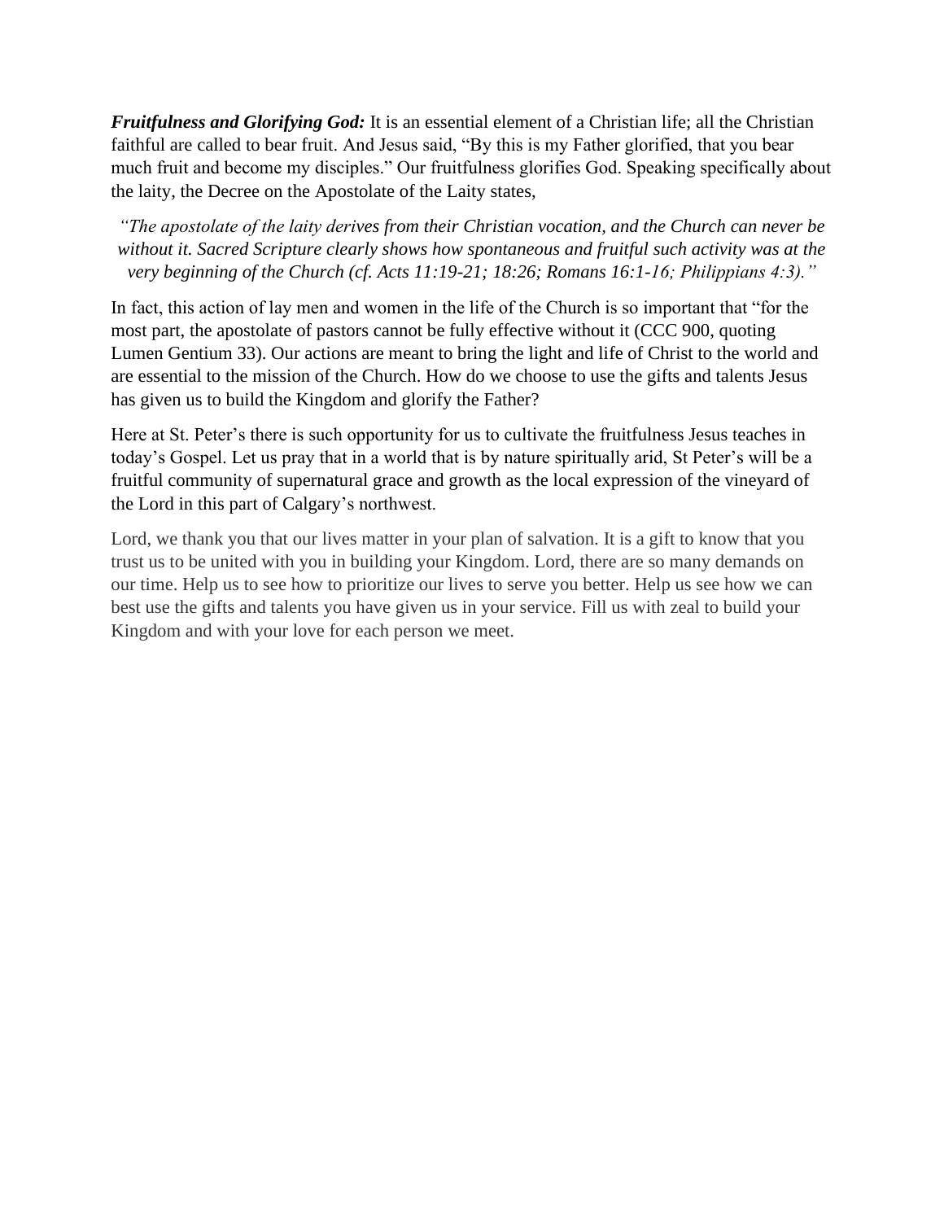***Fruitfulness and Glorifying God:*** It is an essential element of a Christian life; all the Christian faithful are called to bear fruit. And Jesus said, "By this is my Father glorified, that you bear much fruit and become my disciples." Our fruitfulness glorifies God. Speaking specifically about the laity, the Decree on the Apostolate of the Laity states,

> *"The apostolate of the laity derives from their Christian vocation, and the Church can never be without it. Sacred Scripture clearly shows how spontaneous and fruitful such activity was at the very beginning of the Church (cf. Acts 11:19-21; 18:26; Romans 16:1-16; Philippians 4:3)."*

In fact, this action of lay men and women in the life of the Church is so important that "for the most part, the apostolate of pastors cannot be fully effective without it (CCC 900, quoting Lumen Gentium 33). Our actions are meant to bring the light and life of Christ to the world and are essential to the mission of the Church. How do we choose to use the gifts and talents Jesus has given us to build the Kingdom and glorify the Father?

Here at St. Peter's there is such opportunity for us to cultivate the fruitfulness Jesus teaches in today's Gospel. Let us pray that in a world that is by nature spiritually arid, St Peter's will be a fruitful community of supernatural grace and growth as the local expression of the vineyard of the Lord in this part of Calgary's northwest.

Lord, we thank you that our lives matter in your plan of salvation. It is a gift to know that you trust us to be united with you in building your Kingdom. Lord, there are so many demands on our time. Help us to see how to prioritize our lives to serve you better. Help us see how we can best use the gifts and talents you have given us in your service. Fill us with zeal to build your Kingdom and with your love for each person we meet.